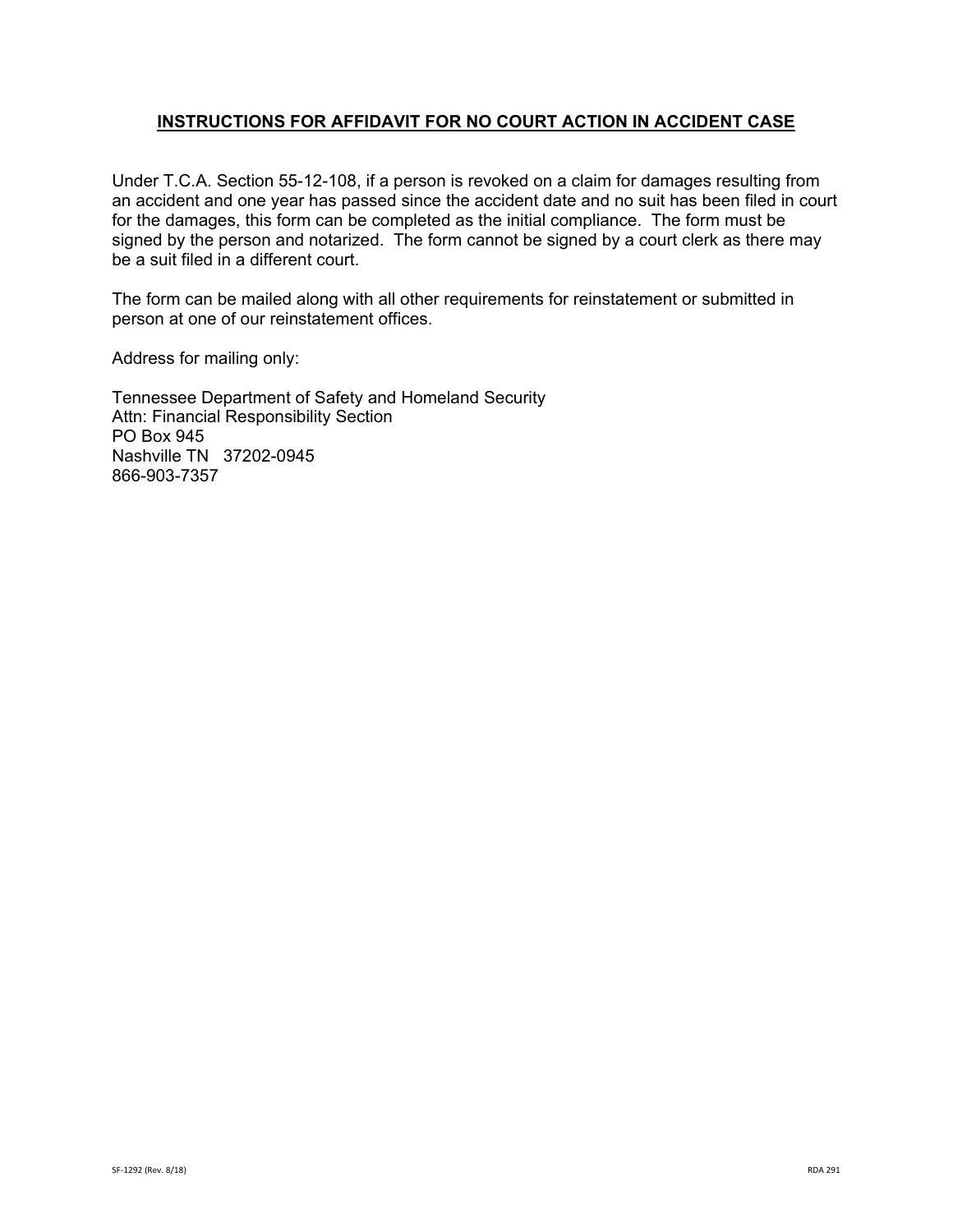## INSTRUCTIONS FOR AFFIDAVIT FOR NO COURT ACTION IN ACCIDENT CASE

Under T.C.A. Section 55-12-108, if a person is revoked on a claim for damages resulting from an accident and one year has passed since the accident date and no suit has been filed in court for the damages, this form can be completed as the initial compliance. The form must be signed by the person and notarized. The form cannot be signed by a court clerk as there may be a suit filed in a different court.

The form can be mailed along with all other requirements for reinstatement or submitted in person at one of our reinstatement offices.

Address for mailing only:

Tennessee Department of Safety and Homeland Security
Attn: Financial Responsibility Section
PO Box 945
Nashville TN 37202-0945
866-903-7357

SF-1292 (Rev. 8/18) RDA 291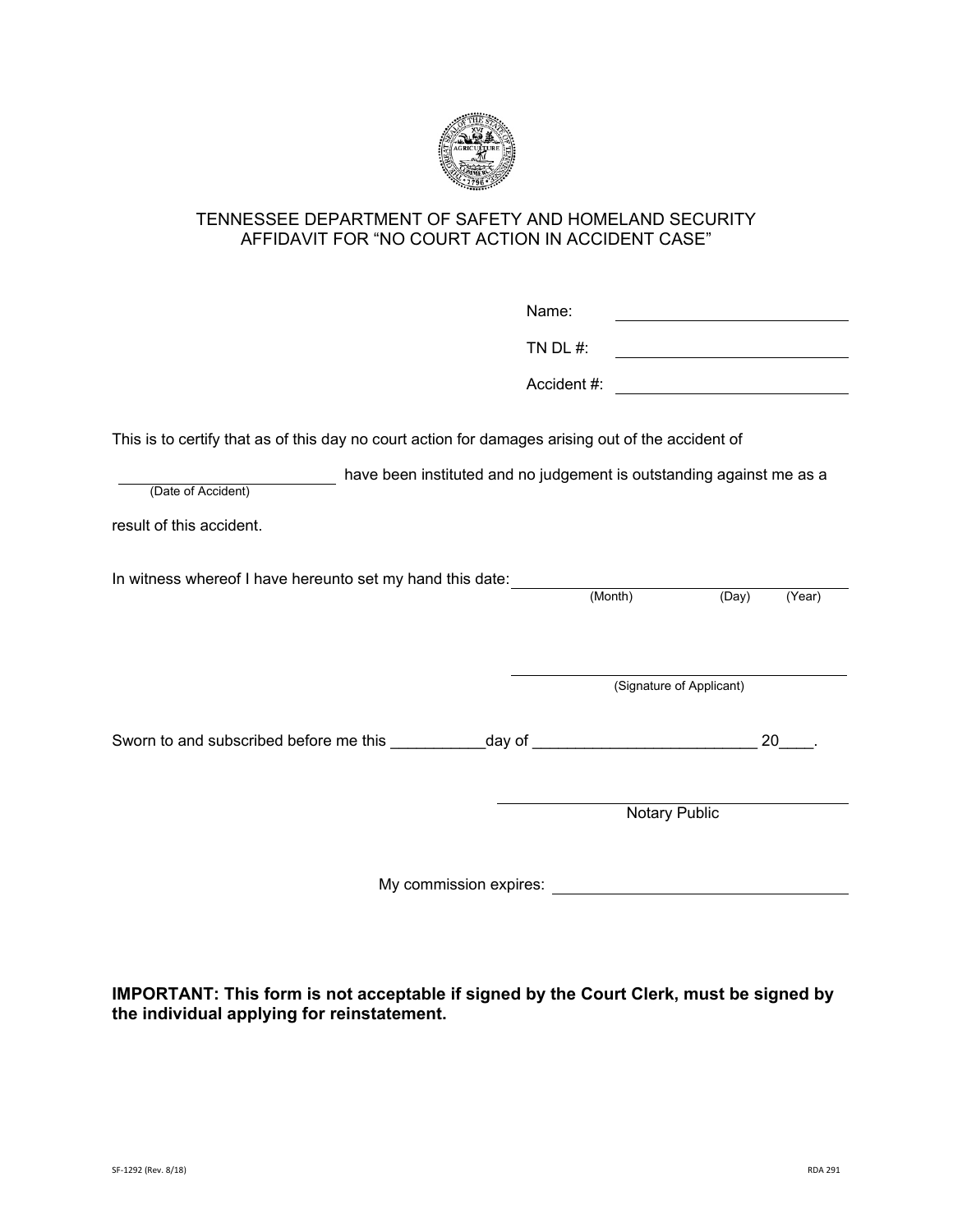# TENNESSEE DEPARTMENT OF SAFETY AND HOMELAND SECURITY
## AFFIDAVIT FOR "NO COURT ACTION IN ACCIDENT CASE"

Name: ______________________________

TN DL #: ______________________________

Accident #: ______________________________

This is to certify that as of this day no court action for damages arising out of the accident of

__________________________ have been instituted and no judgement is outstanding against me as a
(Date of Accident)

result of this accident.

In witness whereof I have hereunto set my hand this date: ______________________________
(Month) (Day) (Year)

______________________________
(Signature of Applicant)

Sworn to and subscribed before me this ___________day of __________________________ 20____.

______________________________
Notary Public

My commission expires: ______________________________

**IMPORTANT: This form is not acceptable if signed by the Court Clerk, must be signed by the individual applying for reinstatement.**

SF-1292 (Rev. 8/18) RDA 291